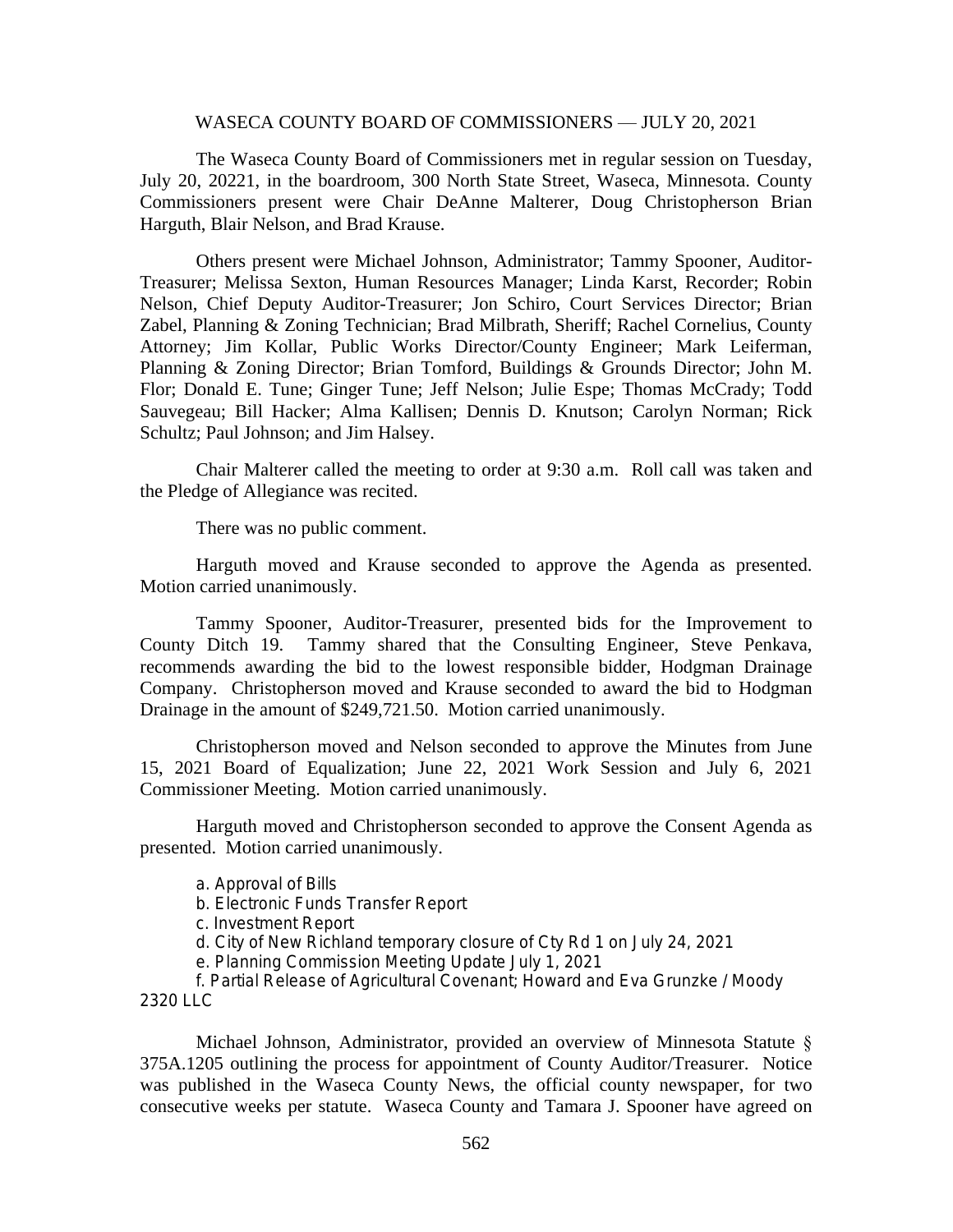# WASECA COUNTY BOARD OF COMMISSIONERS — JULY 20, 2021

The Waseca County Board of Commissioners met in regular session on Tuesday, July 20, 20221, in the boardroom, 300 North State Street, Waseca, Minnesota. County Commissioners present were Chair DeAnne Malterer, Doug Christopherson Brian Harguth, Blair Nelson, and Brad Krause.

Others present were Michael Johnson, Administrator; Tammy Spooner, Auditor-Treasurer; Melissa Sexton, Human Resources Manager; Linda Karst, Recorder; Robin Nelson, Chief Deputy Auditor-Treasurer; Jon Schiro, Court Services Director; Brian Zabel, Planning & Zoning Technician; Brad Milbrath, Sheriff; Rachel Cornelius, County Attorney; Jim Kollar, Public Works Director/County Engineer; Mark Leiferman, Planning & Zoning Director; Brian Tomford, Buildings & Grounds Director; John M. Flor; Donald E. Tune; Ginger Tune; Jeff Nelson; Julie Espe; Thomas McCrady; Todd Sauvegeau; Bill Hacker; Alma Kallisen; Dennis D. Knutson; Carolyn Norman; Rick Schultz; Paul Johnson; and Jim Halsey.

Chair Malterer called the meeting to order at 9:30 a.m. Roll call was taken and the Pledge of Allegiance was recited.

There was no public comment.

Harguth moved and Krause seconded to approve the Agenda as presented. Motion carried unanimously.

Tammy Spooner, Auditor-Treasurer, presented bids for the Improvement to County Ditch 19. Tammy shared that the Consulting Engineer, Steve Penkava, recommends awarding the bid to the lowest responsible bidder, Hodgman Drainage Company. Christopherson moved and Krause seconded to award the bid to Hodgman Drainage in the amount of $249,721.50. Motion carried unanimously.

Christopherson moved and Nelson seconded to approve the Minutes from June 15, 2021 Board of Equalization; June 22, 2021 Work Session and July 6, 2021 Commissioner Meeting. Motion carried unanimously.

Harguth moved and Christopherson seconded to approve the Consent Agenda as presented. Motion carried unanimously.

a. Approval of Bills
b. Electronic Funds Transfer Report
c. Investment Report
d. City of New Richland temporary closure of Cty Rd 1 on July 24, 2021
e. Planning Commission Meeting Update July 1, 2021
f. Partial Release of Agricultural Covenant; Howard and Eva Grunzke / Moody 2320 LLC

Michael Johnson, Administrator, provided an overview of Minnesota Statute § 375A.1205 outlining the process for appointment of County Auditor/Treasurer. Notice was published in the Waseca County News, the official county newspaper, for two consecutive weeks per statute. Waseca County and Tamara J. Spooner have agreed on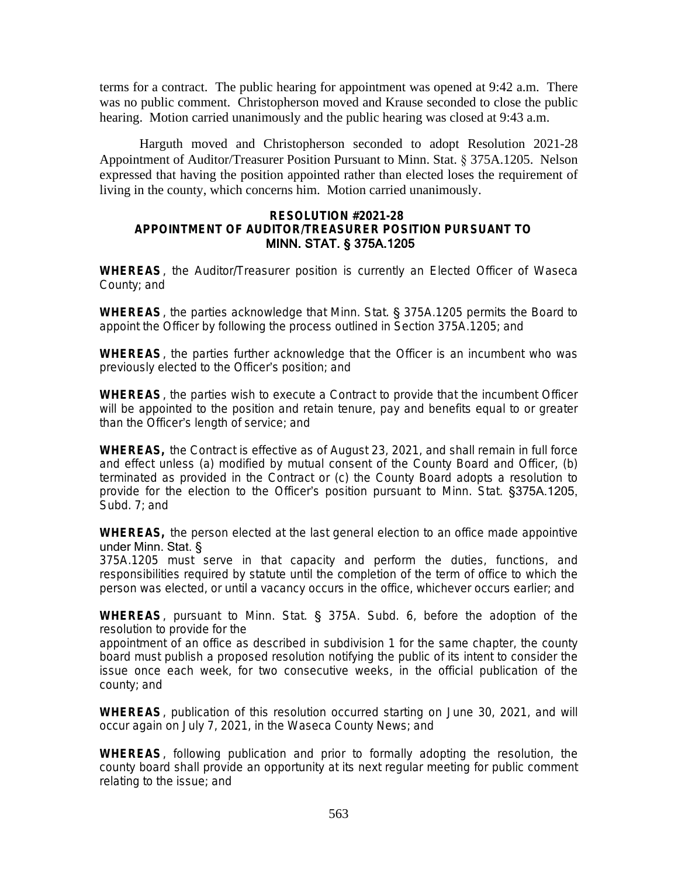terms for a contract. The public hearing for appointment was opened at 9:42 a.m. There was no public comment. Christopherson moved and Krause seconded to close the public hearing. Motion carried unanimously and the public hearing was closed at 9:43 a.m.

Harguth moved and Christopherson seconded to adopt Resolution 2021-28 Appointment of Auditor/Treasurer Position Pursuant to Minn. Stat. § 375A.1205. Nelson expressed that having the position appointed rather than elected loses the requirement of living in the county, which concerns him. Motion carried unanimously.

**RESOLUTION #2021-28**
**APPOINTMENT OF AUDITOR/TREASURER POSITION PURSUANT TO MINN. STAT. § 375A.1205**

**WHEREAS**, the Auditor/Treasurer position is currently an Elected Officer of Waseca County; and

**WHEREAS**, the parties acknowledge that Minn. Stat. § 375A.1205 permits the Board to appoint the Officer by following the process outlined in Section 375A.1205; and

**WHEREAS**, the parties further acknowledge that the Officer is an incumbent who was previously elected to the Officer's position; and

**WHEREAS**, the parties wish to execute a Contract to provide that the incumbent Officer will be appointed to the position and retain tenure, pay and benefits equal to or greater than the Officer's length of service; and

**WHEREAS,** the Contract is effective as of August 23, 2021, and shall remain in full force and effect unless (a) modified by mutual consent of the County Board and Officer, (b) terminated as provided in the Contract or (c) the County Board adopts a resolution to provide for the election to the Officer's position pursuant to Minn. Stat. §375A.1205, Subd. 7; and

**WHEREAS,** the person elected at the last general election to an office made appointive under Minn. Stat. §
375A.1205 must serve in that capacity and perform the duties, functions, and responsibilities required by statute until the completion of the term of office to which the person was elected, or until a vacancy occurs in the office, whichever occurs earlier; and

**WHEREAS**, pursuant to Minn. Stat. § 375A. Subd. 6, before the adoption of the resolution to provide for the
appointment of an office as described in subdivision 1 for the same chapter, the county board must publish a proposed resolution notifying the public of its intent to consider the issue once each week, for two consecutive weeks, in the official publication of the county; and

**WHEREAS**, publication of this resolution occurred starting on June 30, 2021, and will occur again on July 7, 2021, in the Waseca County News; and

**WHEREAS**, following publication and prior to formally adopting the resolution, the county board shall provide an opportunity at its next regular meeting for public comment relating to the issue; and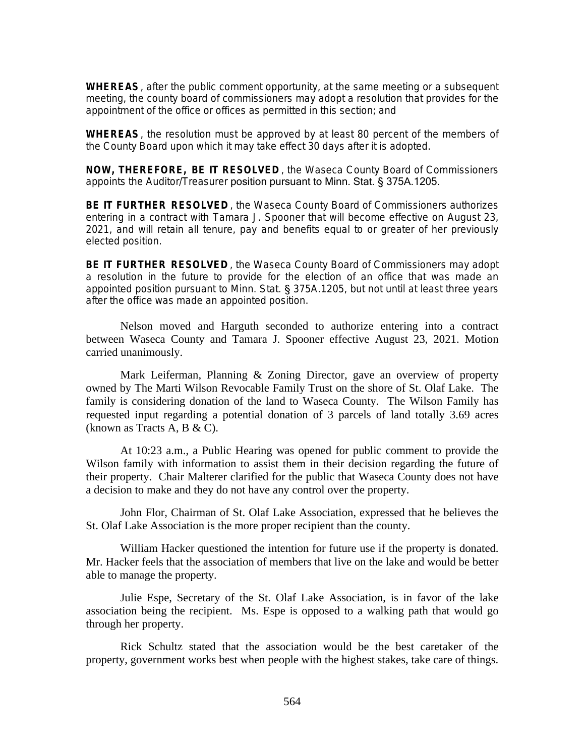**WHEREAS**, after the public comment opportunity, at the same meeting or a subsequent meeting, the county board of commissioners may adopt a resolution that provides for the appointment of the office or offices as permitted in this section; and

**WHEREAS**, the resolution must be approved by at least 80 percent of the members of the County Board upon which it may take effect 30 days after it is adopted.

**NOW, THEREFORE, BE IT RESOLVED**, the Waseca County Board of Commissioners appoints the Auditor/Treasurer position pursuant to Minn. Stat. § 375A.1205.

**BE IT FURTHER RESOLVED**, the Waseca County Board of Commissioners authorizes entering in a contract with Tamara J. Spooner that will become effective on August 23, 2021, and will retain all tenure, pay and benefits equal to or greater of her previously elected position.

**BE IT FURTHER RESOLVED**, the Waseca County Board of Commissioners may adopt a resolution in the future to provide for the election of an office that was made an appointed position pursuant to Minn. Stat. § 375A.1205, but not until at least three years after the office was made an appointed position.

Nelson moved and Harguth seconded to authorize entering into a contract between Waseca County and Tamara J. Spooner effective August 23, 2021. Motion carried unanimously.

Mark Leiferman, Planning & Zoning Director, gave an overview of property owned by The Marti Wilson Revocable Family Trust on the shore of St. Olaf Lake. The family is considering donation of the land to Waseca County. The Wilson Family has requested input regarding a potential donation of 3 parcels of land totally 3.69 acres (known as Tracts A, B & C).

At 10:23 a.m., a Public Hearing was opened for public comment to provide the Wilson family with information to assist them in their decision regarding the future of their property. Chair Malterer clarified for the public that Waseca County does not have a decision to make and they do not have any control over the property.

John Flor, Chairman of St. Olaf Lake Association, expressed that he believes the St. Olaf Lake Association is the more proper recipient than the county.

William Hacker questioned the intention for future use if the property is donated. Mr. Hacker feels that the association of members that live on the lake and would be better able to manage the property.

Julie Espe, Secretary of the St. Olaf Lake Association, is in favor of the lake association being the recipient. Ms. Espe is opposed to a walking path that would go through her property.

Rick Schultz stated that the association would be the best caretaker of the property, government works best when people with the highest stakes, take care of things.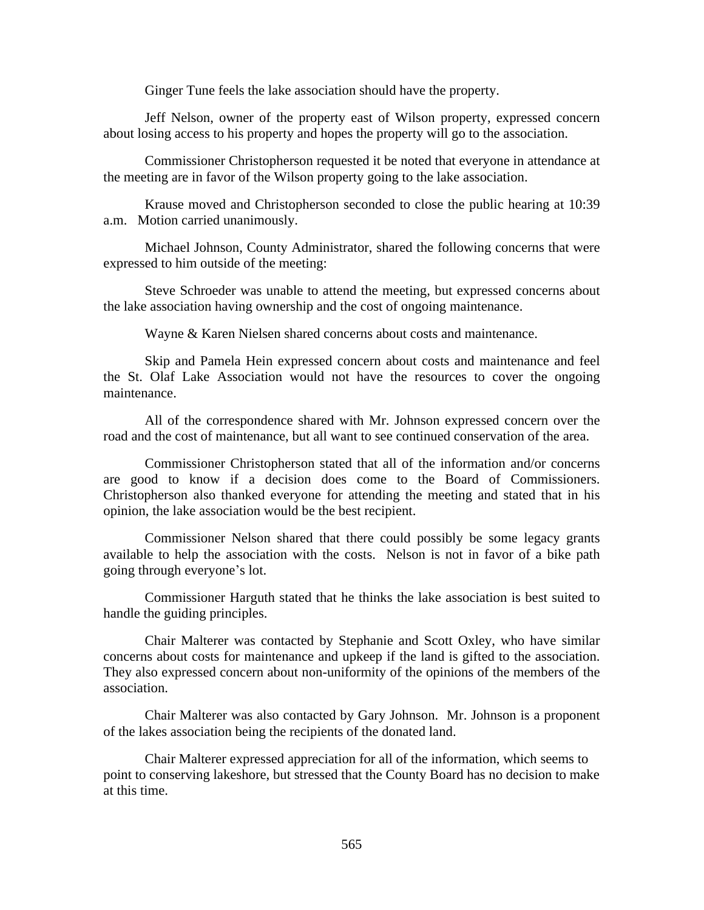Ginger Tune feels the lake association should have the property.

Jeff Nelson, owner of the property east of Wilson property, expressed concern about losing access to his property and hopes the property will go to the association.

Commissioner Christopherson requested it be noted that everyone in attendance at the meeting are in favor of the Wilson property going to the lake association.

Krause moved and Christopherson seconded to close the public hearing at 10:39 a.m. Motion carried unanimously.

Michael Johnson, County Administrator, shared the following concerns that were expressed to him outside of the meeting:

Steve Schroeder was unable to attend the meeting, but expressed concerns about the lake association having ownership and the cost of ongoing maintenance.

Wayne & Karen Nielsen shared concerns about costs and maintenance.

Skip and Pamela Hein expressed concern about costs and maintenance and feel the St. Olaf Lake Association would not have the resources to cover the ongoing maintenance.

All of the correspondence shared with Mr. Johnson expressed concern over the road and the cost of maintenance, but all want to see continued conservation of the area.

Commissioner Christopherson stated that all of the information and/or concerns are good to know if a decision does come to the Board of Commissioners. Christopherson also thanked everyone for attending the meeting and stated that in his opinion, the lake association would be the best recipient.

Commissioner Nelson shared that there could possibly be some legacy grants available to help the association with the costs. Nelson is not in favor of a bike path going through everyone's lot.

Commissioner Harguth stated that he thinks the lake association is best suited to handle the guiding principles.

Chair Malterer was contacted by Stephanie and Scott Oxley, who have similar concerns about costs for maintenance and upkeep if the land is gifted to the association. They also expressed concern about non-uniformity of the opinions of the members of the association.

Chair Malterer was also contacted by Gary Johnson. Mr. Johnson is a proponent of the lakes association being the recipients of the donated land.

Chair Malterer expressed appreciation for all of the information, which seems to point to conserving lakeshore, but stressed that the County Board has no decision to make at this time.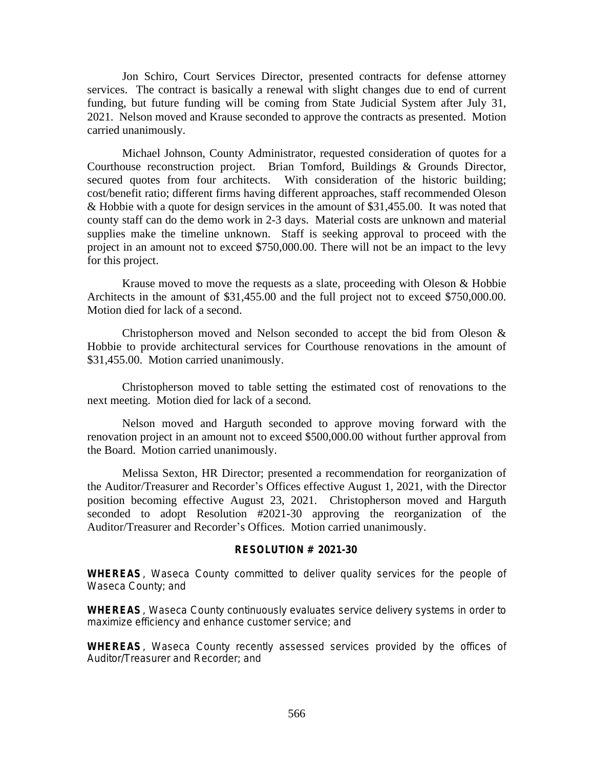Jon Schiro, Court Services Director, presented contracts for defense attorney services. The contract is basically a renewal with slight changes due to end of current funding, but future funding will be coming from State Judicial System after July 31, 2021. Nelson moved and Krause seconded to approve the contracts as presented. Motion carried unanimously.

Michael Johnson, County Administrator, requested consideration of quotes for a Courthouse reconstruction project. Brian Tomford, Buildings & Grounds Director, secured quotes from four architects. With consideration of the historic building; cost/benefit ratio; different firms having different approaches, staff recommended Oleson & Hobbie with a quote for design services in the amount of $31,455.00. It was noted that county staff can do the demo work in 2-3 days. Material costs are unknown and material supplies make the timeline unknown. Staff is seeking approval to proceed with the project in an amount not to exceed $750,000.00. There will not be an impact to the levy for this project.

Krause moved to move the requests as a slate, proceeding with Oleson & Hobbie Architects in the amount of $31,455.00 and the full project not to exceed $750,000.00. Motion died for lack of a second.

Christopherson moved and Nelson seconded to accept the bid from Oleson & Hobbie to provide architectural services for Courthouse renovations in the amount of $31,455.00. Motion carried unanimously.

Christopherson moved to table setting the estimated cost of renovations to the next meeting. Motion died for lack of a second.

Nelson moved and Harguth seconded to approve moving forward with the renovation project in an amount not to exceed $500,000.00 without further approval from the Board. Motion carried unanimously.

Melissa Sexton, HR Director; presented a recommendation for reorganization of the Auditor/Treasurer and Recorder's Offices effective August 1, 2021, with the Director position becoming effective August 23, 2021. Christopherson moved and Harguth seconded to adopt Resolution #2021-30 approving the reorganization of the Auditor/Treasurer and Recorder's Offices. Motion carried unanimously.

**RESOLUTION # 2021-30**

**WHEREAS**, Waseca County committed to deliver quality services for the people of Waseca County; and

**WHEREAS**, Waseca County continuously evaluates service delivery systems in order to maximize efficiency and enhance customer service; and

**WHEREAS**, Waseca County recently assessed services provided by the offices of Auditor/Treasurer and Recorder; and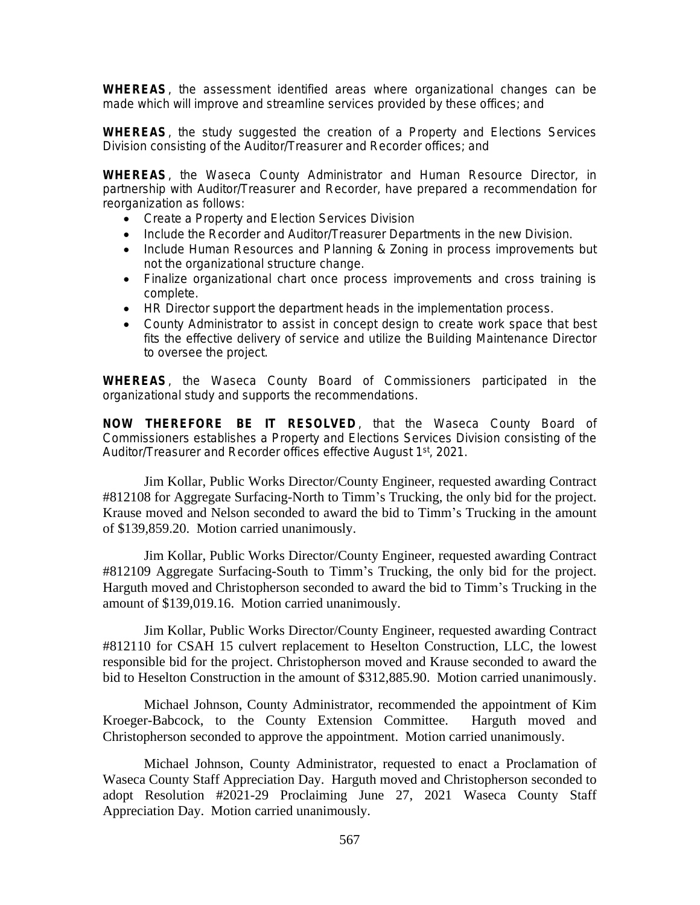**WHEREAS**, the assessment identified areas where organizational changes can be made which will improve and streamline services provided by these offices; and

**WHEREAS**, the study suggested the creation of a Property and Elections Services Division consisting of the Auditor/Treasurer and Recorder offices; and

**WHEREAS**, the Waseca County Administrator and Human Resource Director, in partnership with Auditor/Treasurer and Recorder, have prepared a recommendation for reorganization as follows:

- Create a Property and Election Services Division
- Include the Recorder and Auditor/Treasurer Departments in the new Division.
- Include Human Resources and Planning & Zoning in process improvements but not the organizational structure change.
- Finalize organizational chart once process improvements and cross training is complete.
- HR Director support the department heads in the implementation process.
- County Administrator to assist in concept design to create work space that best fits the effective delivery of service and utilize the Building Maintenance Director to oversee the project.

**WHEREAS**, the Waseca County Board of Commissioners participated in the organizational study and supports the recommendations.

**NOW THEREFORE BE IT RESOLVED**, that the Waseca County Board of Commissioners establishes a Property and Elections Services Division consisting of the Auditor/Treasurer and Recorder offices effective August 1st, 2021.

Jim Kollar, Public Works Director/County Engineer, requested awarding Contract #812108 for Aggregate Surfacing-North to Timm's Trucking, the only bid for the project. Krause moved and Nelson seconded to award the bid to Timm's Trucking in the amount of $139,859.20. Motion carried unanimously.

Jim Kollar, Public Works Director/County Engineer, requested awarding Contract #812109 Aggregate Surfacing-South to Timm's Trucking, the only bid for the project. Harguth moved and Christopherson seconded to award the bid to Timm's Trucking in the amount of $139,019.16. Motion carried unanimously.

Jim Kollar, Public Works Director/County Engineer, requested awarding Contract #812110 for CSAH 15 culvert replacement to Heselton Construction, LLC, the lowest responsible bid for the project. Christopherson moved and Krause seconded to award the bid to Heselton Construction in the amount of $312,885.90. Motion carried unanimously.

Michael Johnson, County Administrator, recommended the appointment of Kim Kroeger-Babcock, to the County Extension Committee. Harguth moved and Christopherson seconded to approve the appointment. Motion carried unanimously.

Michael Johnson, County Administrator, requested to enact a Proclamation of Waseca County Staff Appreciation Day. Harguth moved and Christopherson seconded to adopt Resolution #2021-29 Proclaiming June 27, 2021 Waseca County Staff Appreciation Day. Motion carried unanimously.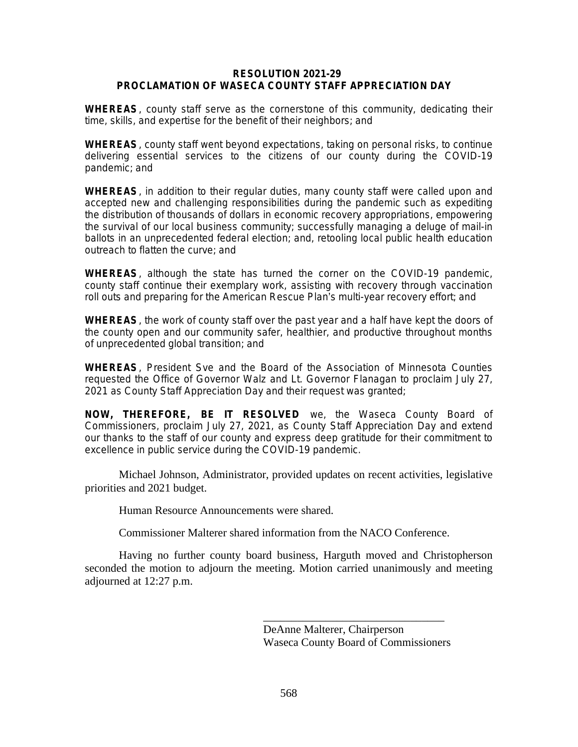**RESOLUTION 2021-29**
**PROCLAMATION OF WASECA COUNTY STAFF APPRECIATION DAY**

**WHEREAS**, county staff serve as the cornerstone of this community, dedicating their time, skills, and expertise for the benefit of their neighbors; and

**WHEREAS**, county staff went beyond expectations, taking on personal risks, to continue delivering essential services to the citizens of our county during the COVID-19 pandemic; and

**WHEREAS**, in addition to their regular duties, many county staff were called upon and accepted new and challenging responsibilities during the pandemic such as expediting the distribution of thousands of dollars in economic recovery appropriations, empowering the survival of our local business community; successfully managing a deluge of mail-in ballots in an unprecedented federal election; and, retooling local public health education outreach to flatten the curve; and

**WHEREAS**, although the state has turned the corner on the COVID-19 pandemic, county staff continue their exemplary work, assisting with recovery through vaccination roll outs and preparing for the American Rescue Plan's multi-year recovery effort; and

**WHEREAS**, the work of county staff over the past year and a half have kept the doors of the county open and our community safer, healthier, and productive throughout months of unprecedented global transition; and

**WHEREAS**, President Sve and the Board of the Association of Minnesota Counties requested the Office of Governor Walz and Lt. Governor Flanagan to proclaim July 27, 2021 as County Staff Appreciation Day and their request was granted;

**NOW, THEREFORE, BE IT RESOLVED** we, the Waseca County Board of Commissioners, proclaim July 27, 2021, as County Staff Appreciation Day and extend our thanks to the staff of our county and express deep gratitude for their commitment to excellence in public service during the COVID-19 pandemic.

Michael Johnson, Administrator, provided updates on recent activities, legislative priorities and 2021 budget.

Human Resource Announcements were shared.

Commissioner Malterer shared information from the NACO Conference.

Having no further county board business, Harguth moved and Christopherson seconded the motion to adjourn the meeting. Motion carried unanimously and meeting adjourned at 12:27 p.m.

\_\_\_\_\_\_\_\_\_\_\_\_\_\_\_\_\_\_\_\_\_\_\_\_\_\_\_\_\_\_\_\_
DeAnne Malterer, Chairperson
Waseca County Board of Commissioners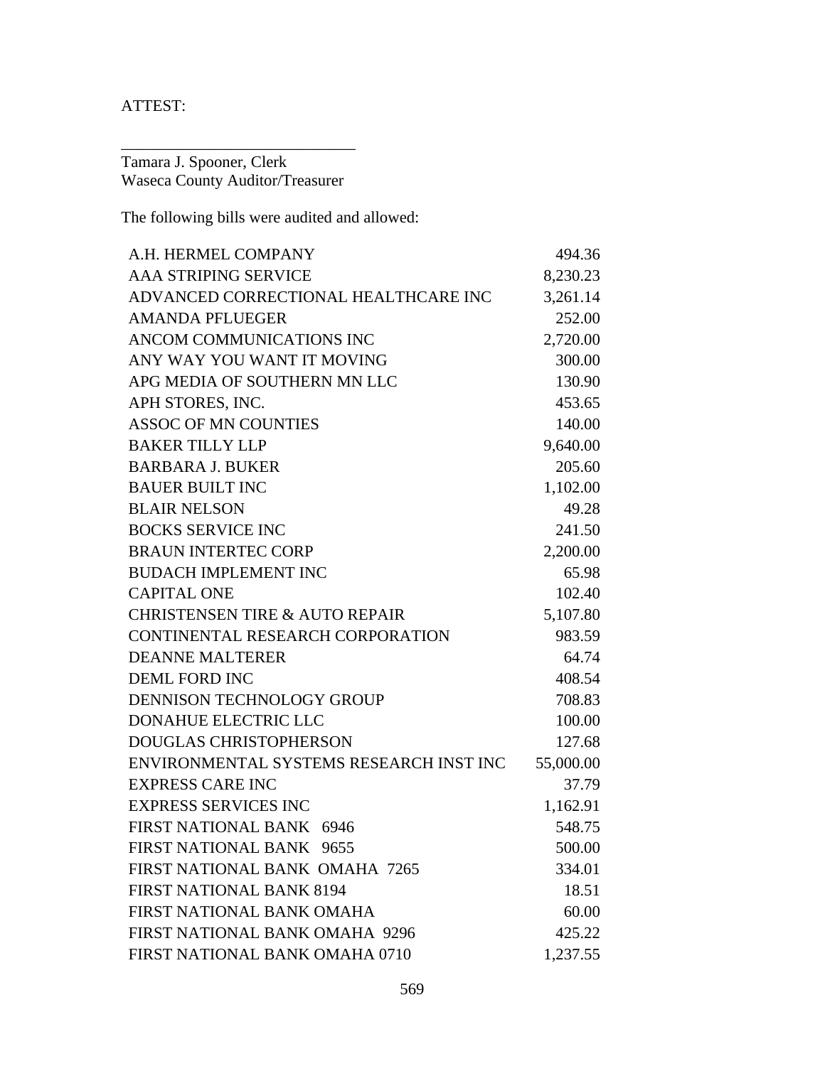ATTEST:

______________________________
Tamara J. Spooner, Clerk
Waseca County Auditor/Treasurer

The following bills were audited and allowed:

| | |
|---|---:|
| A.H. HERMEL COMPANY | 494.36 |
| AAA STRIPING SERVICE | 8,230.23 |
| ADVANCED CORRECTIONAL HEALTHCARE INC | 3,261.14 |
| AMANDA PFLUEGER | 252.00 |
| ANCOM COMMUNICATIONS INC | 2,720.00 |
| ANY WAY YOU WANT IT MOVING | 300.00 |
| APG MEDIA OF SOUTHERN MN LLC | 130.90 |
| APH STORES, INC. | 453.65 |
| ASSOC OF MN COUNTIES | 140.00 |
| BAKER TILLY LLP | 9,640.00 |
| BARBARA J. BUKER | 205.60 |
| BAUER BUILT INC | 1,102.00 |
| BLAIR NELSON | 49.28 |
| BOCKS SERVICE INC | 241.50 |
| BRAUN INTERTEC CORP | 2,200.00 |
| BUDACH IMPLEMENT INC | 65.98 |
| CAPITAL ONE | 102.40 |
| CHRISTENSEN TIRE & AUTO REPAIR | 5,107.80 |
| CONTINENTAL RESEARCH CORPORATION | 983.59 |
| DEANNE MALTERER | 64.74 |
| DEML FORD INC | 408.54 |
| DENNISON TECHNOLOGY GROUP | 708.83 |
| DONAHUE ELECTRIC LLC | 100.00 |
| DOUGLAS CHRISTOPHERSON | 127.68 |
| ENVIRONMENTAL SYSTEMS RESEARCH INST INC | 55,000.00 |
| EXPRESS CARE INC | 37.79 |
| EXPRESS SERVICES INC | 1,162.91 |
| FIRST NATIONAL BANK 6946 | 548.75 |
| FIRST NATIONAL BANK 9655 | 500.00 |
| FIRST NATIONAL BANK OMAHA 7265 | 334.01 |
| FIRST NATIONAL BANK 8194 | 18.51 |
| FIRST NATIONAL BANK OMAHA | 60.00 |
| FIRST NATIONAL BANK OMAHA 9296 | 425.22 |
| FIRST NATIONAL BANK OMAHA 0710 | 1,237.55 |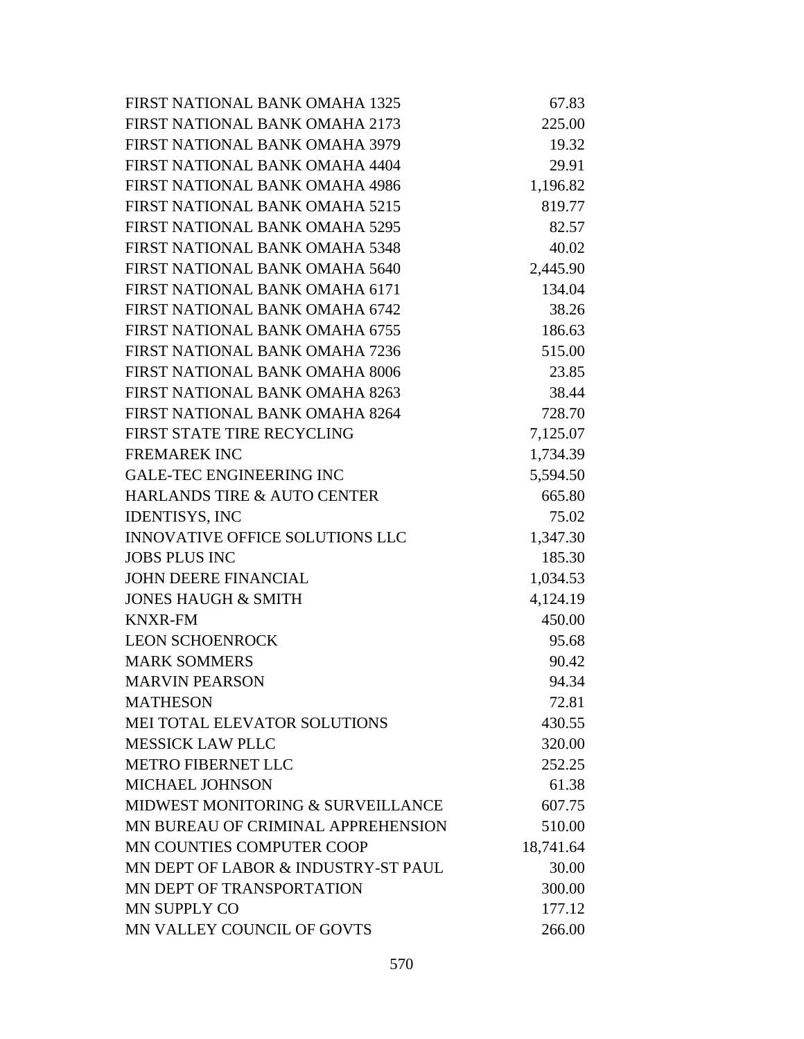| | |
|---|---:|
| FIRST NATIONAL BANK OMAHA 1325 | 67.83 |
| FIRST NATIONAL BANK OMAHA 2173 | 225.00 |
| FIRST NATIONAL BANK OMAHA 3979 | 19.32 |
| FIRST NATIONAL BANK OMAHA 4404 | 29.91 |
| FIRST NATIONAL BANK OMAHA 4986 | 1,196.82 |
| FIRST NATIONAL BANK OMAHA 5215 | 819.77 |
| FIRST NATIONAL BANK OMAHA 5295 | 82.57 |
| FIRST NATIONAL BANK OMAHA 5348 | 40.02 |
| FIRST NATIONAL BANK OMAHA 5640 | 2,445.90 |
| FIRST NATIONAL BANK OMAHA 6171 | 134.04 |
| FIRST NATIONAL BANK OMAHA 6742 | 38.26 |
| FIRST NATIONAL BANK OMAHA 6755 | 186.63 |
| FIRST NATIONAL BANK OMAHA 7236 | 515.00 |
| FIRST NATIONAL BANK OMAHA 8006 | 23.85 |
| FIRST NATIONAL BANK OMAHA 8263 | 38.44 |
| FIRST NATIONAL BANK OMAHA 8264 | 728.70 |
| FIRST STATE TIRE RECYCLING | 7,125.07 |
| FREMAREK INC | 1,734.39 |
| GALE-TEC ENGINEERING INC | 5,594.50 |
| HARLANDS TIRE & AUTO CENTER | 665.80 |
| IDENTISYS, INC | 75.02 |
| INNOVATIVE OFFICE SOLUTIONS LLC | 1,347.30 |
| JOBS PLUS INC | 185.30 |
| JOHN DEERE FINANCIAL | 1,034.53 |
| JONES HAUGH & SMITH | 4,124.19 |
| KNXR-FM | 450.00 |
| LEON SCHOENROCK | 95.68 |
| MARK SOMMERS | 90.42 |
| MARVIN PEARSON | 94.34 |
| MATHESON | 72.81 |
| MEI TOTAL ELEVATOR SOLUTIONS | 430.55 |
| MESSICK LAW PLLC | 320.00 |
| METRO FIBERNET LLC | 252.25 |
| MICHAEL JOHNSON | 61.38 |
| MIDWEST MONITORING & SURVEILLANCE | 607.75 |
| MN BUREAU OF CRIMINAL APPREHENSION | 510.00 |
| MN COUNTIES COMPUTER COOP | 18,741.64 |
| MN DEPT OF LABOR & INDUSTRY-ST PAUL | 30.00 |
| MN DEPT OF TRANSPORTATION | 300.00 |
| MN SUPPLY CO | 177.12 |
| MN VALLEY COUNCIL OF GOVTS | 266.00 |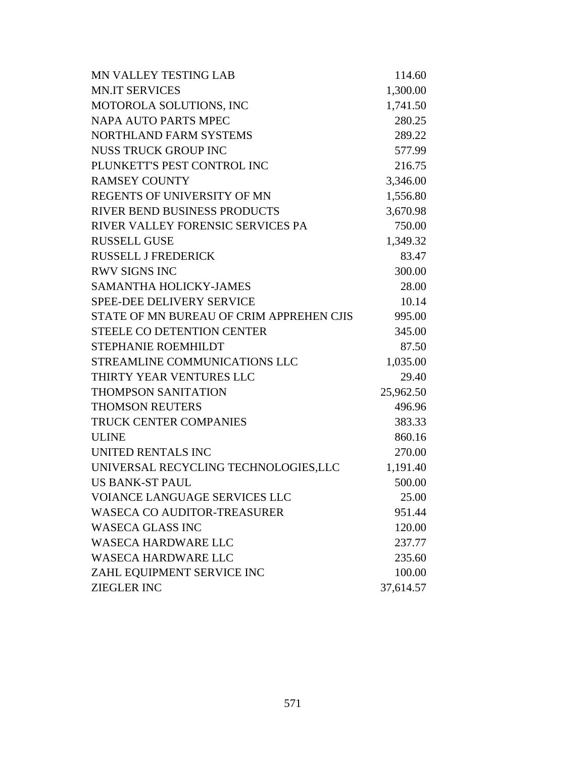| | |
|---|---|
| MN VALLEY TESTING LAB | 114.60 |
| MN.IT SERVICES | 1,300.00 |
| MOTOROLA SOLUTIONS, INC | 1,741.50 |
| NAPA AUTO PARTS MPEC | 280.25 |
| NORTHLAND FARM SYSTEMS | 289.22 |
| NUSS TRUCK GROUP INC | 577.99 |
| PLUNKETT'S PEST CONTROL INC | 216.75 |
| RAMSEY COUNTY | 3,346.00 |
| REGENTS OF UNIVERSITY OF MN | 1,556.80 |
| RIVER BEND BUSINESS PRODUCTS | 3,670.98 |
| RIVER VALLEY FORENSIC SERVICES PA | 750.00 |
| RUSSELL GUSE | 1,349.32 |
| RUSSELL J FREDERICK | 83.47 |
| RWV SIGNS INC | 300.00 |
| SAMANTHA HOLICKY-JAMES | 28.00 |
| SPEE-DEE DELIVERY SERVICE | 10.14 |
| STATE OF MN BUREAU OF CRIM APPREHEN CJIS | 995.00 |
| STEELE CO DETENTION CENTER | 345.00 |
| STEPHANIE ROEMHILDT | 87.50 |
| STREAMLINE COMMUNICATIONS LLC | 1,035.00 |
| THIRTY YEAR VENTURES LLC | 29.40 |
| THOMPSON SANITATION | 25,962.50 |
| THOMSON REUTERS | 496.96 |
| TRUCK CENTER COMPANIES | 383.33 |
| ULINE | 860.16 |
| UNITED RENTALS INC | 270.00 |
| UNIVERSAL RECYCLING TECHNOLOGIES,LLC | 1,191.40 |
| US BANK-ST PAUL | 500.00 |
| VOIANCE LANGUAGE SERVICES LLC | 25.00 |
| WASECA CO AUDITOR-TREASURER | 951.44 |
| WASECA GLASS INC | 120.00 |
| WASECA HARDWARE LLC | 237.77 |
| WASECA HARDWARE LLC | 235.60 |
| ZAHL EQUIPMENT SERVICE INC | 100.00 |
| ZIEGLER INC | 37,614.57 |